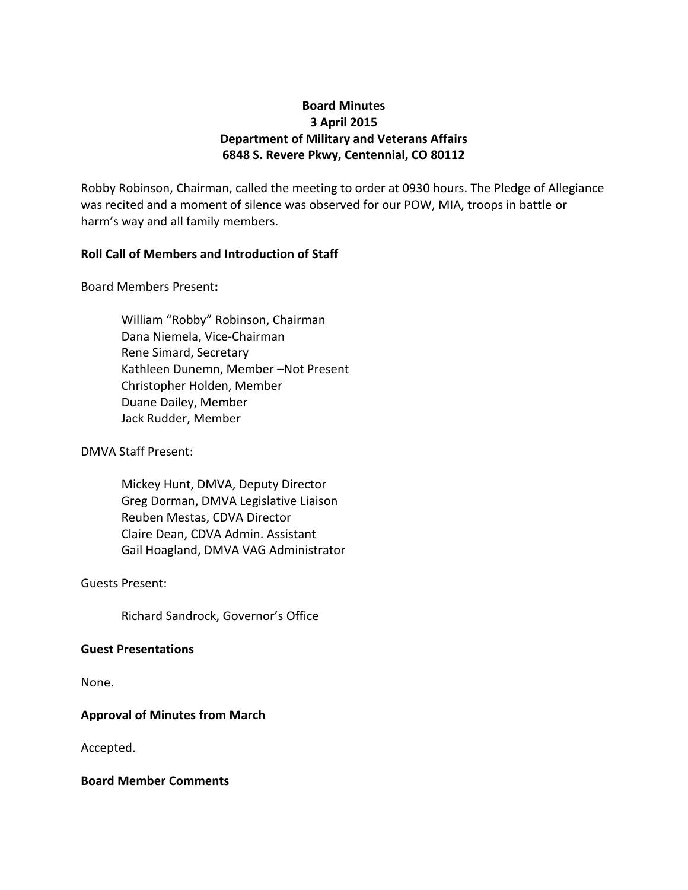**Board Minutes**
**3 April 2015**
**Department of Military and Veterans Affairs**
**6848 S. Revere Pkwy, Centennial, CO 80112**

Robby Robinson, Chairman, called the meeting to order at 0930 hours. The Pledge of Allegiance was recited and a moment of silence was observed for our POW, MIA, troops in battle or harm's way and all family members.

**Roll Call of Members and Introduction of Staff**

Board Members Present**:**

William "Robby" Robinson, Chairman
Dana Niemela, Vice-Chairman
Rene Simard, Secretary
Kathleen Dunemn, Member –Not Present
Christopher Holden, Member
Duane Dailey, Member
Jack Rudder, Member

DMVA Staff Present:

Mickey Hunt, DMVA, Deputy Director
Greg Dorman, DMVA Legislative Liaison
Reuben Mestas, CDVA Director
Claire Dean, CDVA Admin. Assistant
Gail Hoagland, DMVA VAG Administrator

Guests Present:

Richard Sandrock, Governor's Office

**Guest Presentations**

None.

**Approval of Minutes from March**

Accepted.

**Board Member Comments**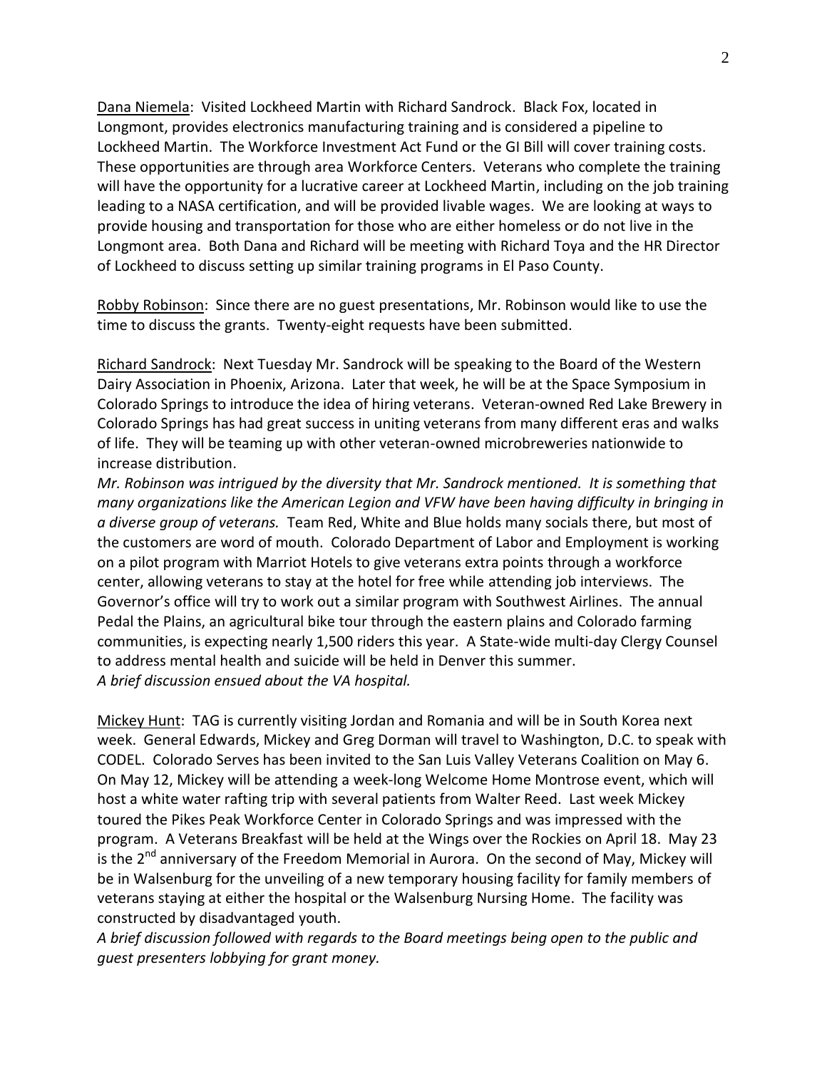<u>Dana Niemela</u>: Visited Lockheed Martin with Richard Sandrock. Black Fox, located in Longmont, provides electronics manufacturing training and is considered a pipeline to Lockheed Martin. The Workforce Investment Act Fund or the GI Bill will cover training costs. These opportunities are through area Workforce Centers. Veterans who complete the training will have the opportunity for a lucrative career at Lockheed Martin, including on the job training leading to a NASA certification, and will be provided livable wages. We are looking at ways to provide housing and transportation for those who are either homeless or do not live in the Longmont area. Both Dana and Richard will be meeting with Richard Toya and the HR Director of Lockheed to discuss setting up similar training programs in El Paso County.

<u>Robby Robinson</u>: Since there are no guest presentations, Mr. Robinson would like to use the time to discuss the grants. Twenty-eight requests have been submitted.

<u>Richard Sandrock</u>: Next Tuesday Mr. Sandrock will be speaking to the Board of the Western Dairy Association in Phoenix, Arizona. Later that week, he will be at the Space Symposium in Colorado Springs to introduce the idea of hiring veterans. Veteran-owned Red Lake Brewery in Colorado Springs has had great success in uniting veterans from many different eras and walks of life. They will be teaming up with other veteran-owned microbreweries nationwide to increase distribution.
*Mr. Robinson was intrigued by the diversity that Mr. Sandrock mentioned. It is something that many organizations like the American Legion and VFW have been having difficulty in bringing in a diverse group of veterans.* Team Red, White and Blue holds many socials there, but most of the customers are word of mouth. Colorado Department of Labor and Employment is working on a pilot program with Marriot Hotels to give veterans extra points through a workforce center, allowing veterans to stay at the hotel for free while attending job interviews. The Governor's office will try to work out a similar program with Southwest Airlines. The annual Pedal the Plains, an agricultural bike tour through the eastern plains and Colorado farming communities, is expecting nearly 1,500 riders this year. A State-wide multi-day Clergy Counsel to address mental health and suicide will be held in Denver this summer.
*A brief discussion ensued about the VA hospital.*

<u>Mickey Hunt</u>: TAG is currently visiting Jordan and Romania and will be in South Korea next week. General Edwards, Mickey and Greg Dorman will travel to Washington, D.C. to speak with CODEL. Colorado Serves has been invited to the San Luis Valley Veterans Coalition on May 6. On May 12, Mickey will be attending a week-long Welcome Home Montrose event, which will host a white water rafting trip with several patients from Walter Reed. Last week Mickey toured the Pikes Peak Workforce Center in Colorado Springs and was impressed with the program. A Veterans Breakfast will be held at the Wings over the Rockies on April 18. May 23 is the 2nd anniversary of the Freedom Memorial in Aurora. On the second of May, Mickey will be in Walsenburg for the unveiling of a new temporary housing facility for family members of veterans staying at either the hospital or the Walsenburg Nursing Home. The facility was constructed by disadvantaged youth.
*A brief discussion followed with regards to the Board meetings being open to the public and guest presenters lobbying for grant money.*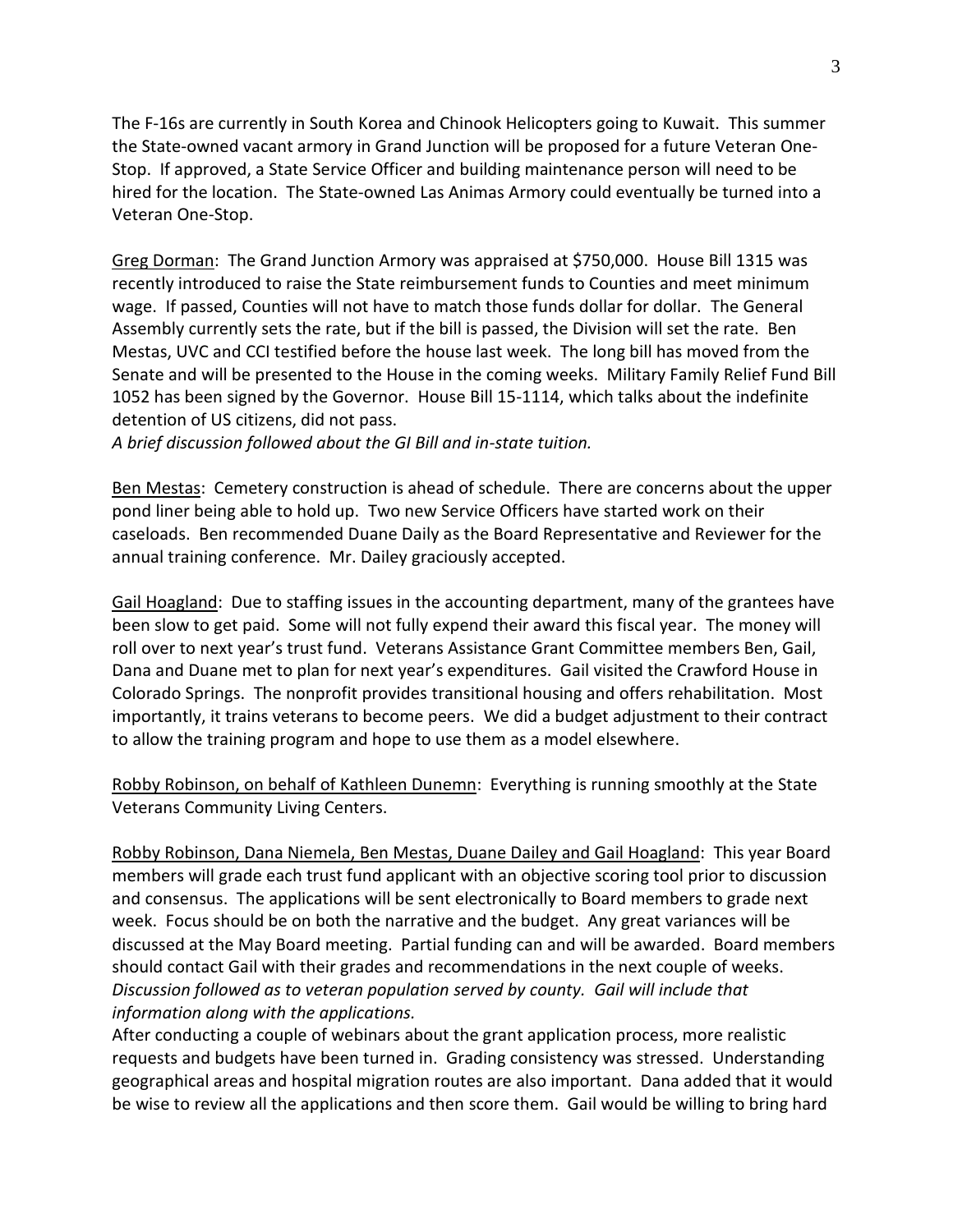The F-16s are currently in South Korea and Chinook Helicopters going to Kuwait. This summer the State-owned vacant armory in Grand Junction will be proposed for a future Veteran One-Stop. If approved, a State Service Officer and building maintenance person will need to be hired for the location. The State-owned Las Animas Armory could eventually be turned into a Veteran One-Stop.

<u>Greg Dorman</u>: The Grand Junction Armory was appraised at $750,000. House Bill 1315 was recently introduced to raise the State reimbursement funds to Counties and meet minimum wage. If passed, Counties will not have to match those funds dollar for dollar. The General Assembly currently sets the rate, but if the bill is passed, the Division will set the rate. Ben Mestas, UVC and CCI testified before the house last week. The long bill has moved from the Senate and will be presented to the House in the coming weeks. Military Family Relief Fund Bill 1052 has been signed by the Governor. House Bill 15-1114, which talks about the indefinite detention of US citizens, did not pass.
*A brief discussion followed about the GI Bill and in-state tuition.*

<u>Ben Mestas</u>: Cemetery construction is ahead of schedule. There are concerns about the upper pond liner being able to hold up. Two new Service Officers have started work on their caseloads. Ben recommended Duane Daily as the Board Representative and Reviewer for the annual training conference. Mr. Dailey graciously accepted.

<u>Gail Hoagland</u>: Due to staffing issues in the accounting department, many of the grantees have been slow to get paid. Some will not fully expend their award this fiscal year. The money will roll over to next year's trust fund. Veterans Assistance Grant Committee members Ben, Gail, Dana and Duane met to plan for next year's expenditures. Gail visited the Crawford House in Colorado Springs. The nonprofit provides transitional housing and offers rehabilitation. Most importantly, it trains veterans to become peers. We did a budget adjustment to their contract to allow the training program and hope to use them as a model elsewhere.

<u>Robby Robinson, on behalf of Kathleen Dunemn</u>: Everything is running smoothly at the State Veterans Community Living Centers.

<u>Robby Robinson, Dana Niemela, Ben Mestas, Duane Dailey and Gail Hoagland</u>: This year Board members will grade each trust fund applicant with an objective scoring tool prior to discussion and consensus. The applications will be sent electronically to Board members to grade next week. Focus should be on both the narrative and the budget. Any great variances will be discussed at the May Board meeting. Partial funding can and will be awarded. Board members should contact Gail with their grades and recommendations in the next couple of weeks.
*Discussion followed as to veteran population served by county. Gail will include that information along with the applications.*
After conducting a couple of webinars about the grant application process, more realistic requests and budgets have been turned in. Grading consistency was stressed. Understanding geographical areas and hospital migration routes are also important. Dana added that it would be wise to review all the applications and then score them. Gail would be willing to bring hard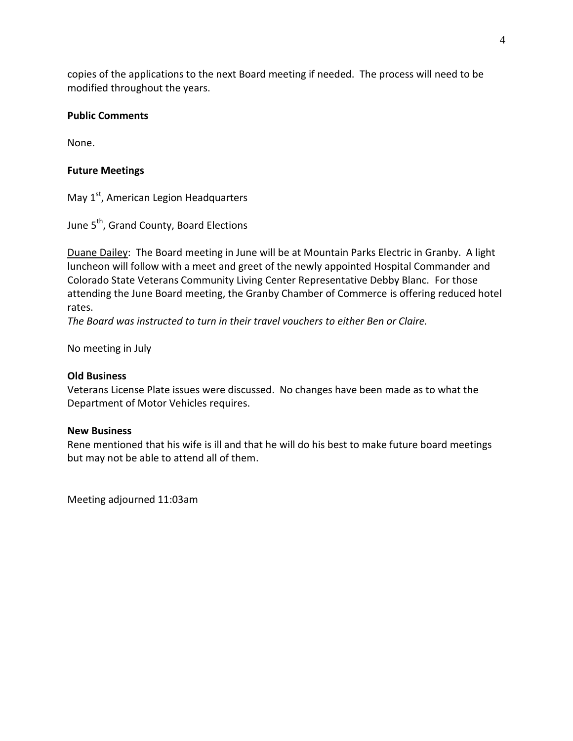copies of the applications to the next Board meeting if needed. The process will need to be modified throughout the years.

**Public Comments**

None.

**Future Meetings**

May 1st, American Legion Headquarters

June 5th, Grand County, Board Elections

<u>Duane Dailey</u>: The Board meeting in June will be at Mountain Parks Electric in Granby. A light luncheon will follow with a meet and greet of the newly appointed Hospital Commander and Colorado State Veterans Community Living Center Representative Debby Blanc. For those attending the June Board meeting, the Granby Chamber of Commerce is offering reduced hotel rates.
*The Board was instructed to turn in their travel vouchers to either Ben or Claire.*

No meeting in July

**Old Business**
Veterans License Plate issues were discussed. No changes have been made as to what the Department of Motor Vehicles requires.

**New Business**
Rene mentioned that his wife is ill and that he will do his best to make future board meetings but may not be able to attend all of them.

Meeting adjourned 11:03am